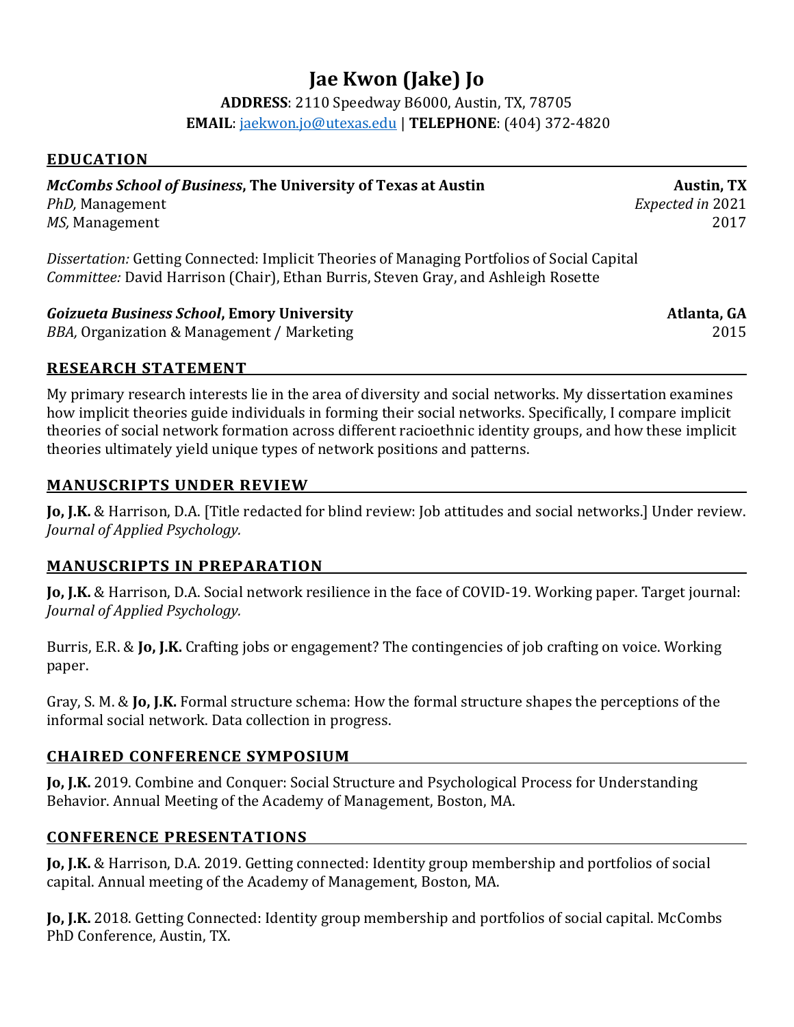# Jae Kwon (Jake) Jo

**ADDRESS**: 2110 Speedway B6000, Austin, TX, 78705
**EMAIL**: jaekwon.jo@utexas.edu | **TELEPHONE**: (404) 372-4820

## EDUCATION

***McCombs School of Business*, The University of Texas at Austin** — **Austin, TX**
*PhD,* Management — *Expected in* 2021
*MS,* Management — 2017

*Dissertation:* Getting Connected: Implicit Theories of Managing Portfolios of Social Capital
*Committee:* David Harrison (Chair), Ethan Burris, Steven Gray, and Ashleigh Rosette

***Goizueta Business School*, Emory University** — **Atlanta, GA**
*BBA,* Organization & Management / Marketing — 2015

## RESEARCH STATEMENT

My primary research interests lie in the area of diversity and social networks. My dissertation examines how implicit theories guide individuals in forming their social networks. Specifically, I compare implicit theories of social network formation across different racioethnic identity groups, and how these implicit theories ultimately yield unique types of network positions and patterns.

## MANUSCRIPTS UNDER REVIEW

**Jo, J.K.** & Harrison, D.A. [Title redacted for blind review: Job attitudes and social networks.] Under review. *Journal of Applied Psychology.*

## MANUSCRIPTS IN PREPARATION

**Jo, J.K.** & Harrison, D.A. Social network resilience in the face of COVID-19. Working paper. Target journal: *Journal of Applied Psychology.*

Burris, E.R. & **Jo, J.K.** Crafting jobs or engagement? The contingencies of job crafting on voice. Working paper.

Gray, S. M. & **Jo, J.K.** Formal structure schema: How the formal structure shapes the perceptions of the informal social network. Data collection in progress.

## CHAIRED CONFERENCE SYMPOSIUM

**Jo, J.K.** 2019. Combine and Conquer: Social Structure and Psychological Process for Understanding Behavior. Annual Meeting of the Academy of Management, Boston, MA.

## CONFERENCE PRESENTATIONS

**Jo, J.K.** & Harrison, D.A. 2019. Getting connected: Identity group membership and portfolios of social capital. Annual meeting of the Academy of Management, Boston, MA.

**Jo, J.K.** 2018. Getting Connected: Identity group membership and portfolios of social capital. McCombs PhD Conference, Austin, TX.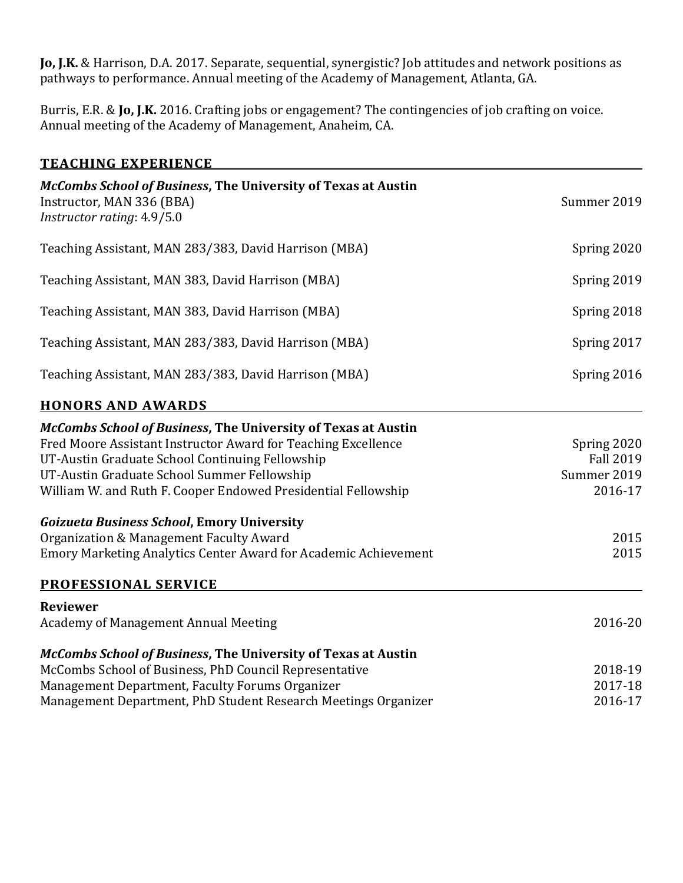**Jo, J.K.** & Harrison, D.A. 2017. Separate, sequential, synergistic? Job attitudes and network positions as pathways to performance. Annual meeting of the Academy of Management, Atlanta, GA.

Burris, E.R. & **Jo, J.K.** 2016. Crafting jobs or engagement? The contingencies of job crafting on voice. Annual meeting of the Academy of Management, Anaheim, CA.

## TEACHING EXPERIENCE

***McCombs School of Business*, The University of Texas at Austin**

Instructor, MAN 336 (BBA) — Summer 2019
*Instructor rating*: 4.9/5.0

Teaching Assistant, MAN 283/383, David Harrison (MBA) — Spring 2020

Teaching Assistant, MAN 383, David Harrison (MBA) — Spring 2019

Teaching Assistant, MAN 383, David Harrison (MBA) — Spring 2018

Teaching Assistant, MAN 283/383, David Harrison (MBA) — Spring 2017

Teaching Assistant, MAN 283/383, David Harrison (MBA) — Spring 2016

## HONORS AND AWARDS

***McCombs School of Business*, The University of Texas at Austin**

Fred Moore Assistant Instructor Award for Teaching Excellence — Spring 2020
UT-Austin Graduate School Continuing Fellowship — Fall 2019
UT-Austin Graduate School Summer Fellowship — Summer 2019
William W. and Ruth F. Cooper Endowed Presidential Fellowship — 2016-17

***Goizueta Business School*, Emory University**

Organization & Management Faculty Award — 2015
Emory Marketing Analytics Center Award for Academic Achievement — 2015

## PROFESSIONAL SERVICE

**Reviewer**

Academy of Management Annual Meeting — 2016-20

***McCombs School of Business*, The University of Texas at Austin**

McCombs School of Business, PhD Council Representative — 2018-19
Management Department, Faculty Forums Organizer — 2017-18
Management Department, PhD Student Research Meetings Organizer — 2016-17